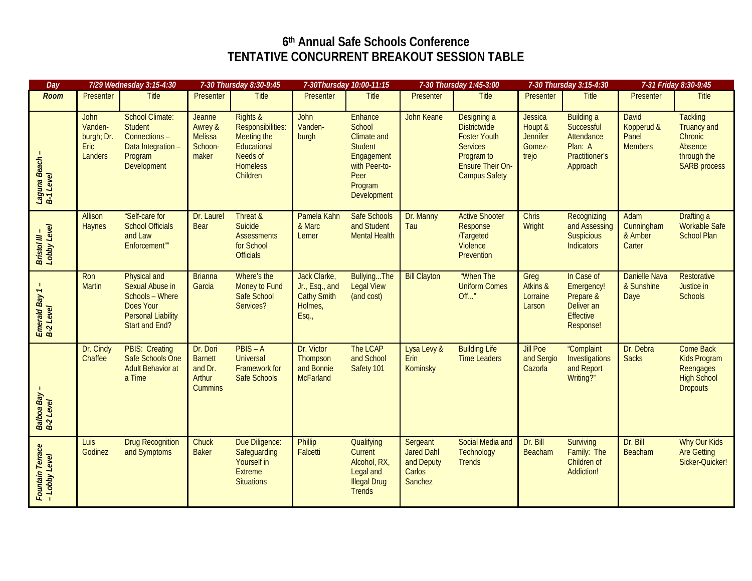# 6th Annual Safe Schools Conference
# TENTATIVE CONCURRENT BREAKOUT SESSION TABLE

| Day | 7/29 Wednesday 3:15-4:30 | | 7-30 Thursday 8:30-9:45 | | 7-30Thursday 10:00-11:15 | | 7-30 Thursday 1:45-3:00 | | 7-30 Thursday 3:15-4:30 | | 7-31 Friday 8:30-9:45 | |
|---|---|---|---|---|---|---|---|---|---|---|---|---|
| **Room** | Presenter | Title | Presenter | Title | Presenter | Title | Presenter | Title | Presenter | Title | Presenter | Title |
| *Laguna Beach – B-1 Level* | John Vanden-burgh; Dr. Eric Landers | School Climate: Student Connections – Data Integration – Program Development | Jeanne Awrey & Melissa Schoon-maker | Rights & Responsibilities: Meeting the Educational Needs of Homeless Children | John Vanden-burgh | Enhance School Climate and Student Engagement with Peer-to-Peer Program Development | John Keane | Designing a Districtwide Foster Youth Services Program to Ensure Their On-Campus Safety | Jessica Houpt & Jennifer Gomez-trejo | Building a Successful Attendance Plan: A Practitioner's Approach | David Kopperud & Panel Members | Tackling Truancy and Chronic Absence through the SARB process |
| *Bristol III – Lobby Level* | Allison Haynes | "Self-care for School Officials and Law Enforcement"" | Dr. Laurel Bear | Threat & Suicide Assessments for School Officials | Pamela Kahn & Marc Lerner | Safe Schools and Student Mental Health | Dr. Manny Tau | Active Shooter Response /Targeted Violence Prevention | Chris Wright | Recognizing and Assessing Suspicious Indicators | Adam Cunningham & Amber Carter | Drafting a Workable Safe School Plan |
| *Emerald Bay 1 – B-2 Level* | Ron Martin | Physical and Sexual Abuse in Schools – Where Does Your Personal Liability Start and End? | Brianna Garcia | Where's the Money to Fund Safe School Services? | Jack Clarke, Jr., Esq., and Cathy Smith Holmes, Esq., | Bullying...The Legal View (and cost) | Bill Clayton | "When The Uniform Comes Off..." | Greg Atkins & Lorraine Larson | In Case of Emergency! Prepare & Deliver an Effective Response! | Danielle Nava & Sunshine Daye | Restorative Justice in Schools |
| *Balboa Bay – B-2 Level* | Dr. Cindy Chaffee | PBIS: Creating Safe Schools One Adult Behavior at a Time | Dr. Dori Barnett and Dr. Arthur Cummins | PBIS – A Universal Framework for Safe Schools | Dr. Victor Thompson and Bonnie McFarland | The LCAP and School Safety 101 | Lysa Levy & Erin Kominsky | Building Life Time Leaders | Jill Poe and Sergio Cazorla | "Complaint Investigations and Report Writing?" | Dr. Debra Sacks | Come Back Kids Program Reengages High School Dropouts |
| *Fountain Terrace – Lobby Level* | Luis Godinez | Drug Recognition and Symptoms | Chuck Baker | Due Diligence: Safeguarding Yourself in Extreme Situations | Phillip Falcetti | Qualifying Current Alcohol, RX, Legal and Illegal Drug Trends | Sergeant Jared Dahl and Deputy Carlos Sanchez | Social Media and Technology Trends | Dr. Bill Beacham | Surviving Family: The Children of Addiction! | Dr. Bill Beacham | Why Our Kids Are Getting Sicker-Quicker! |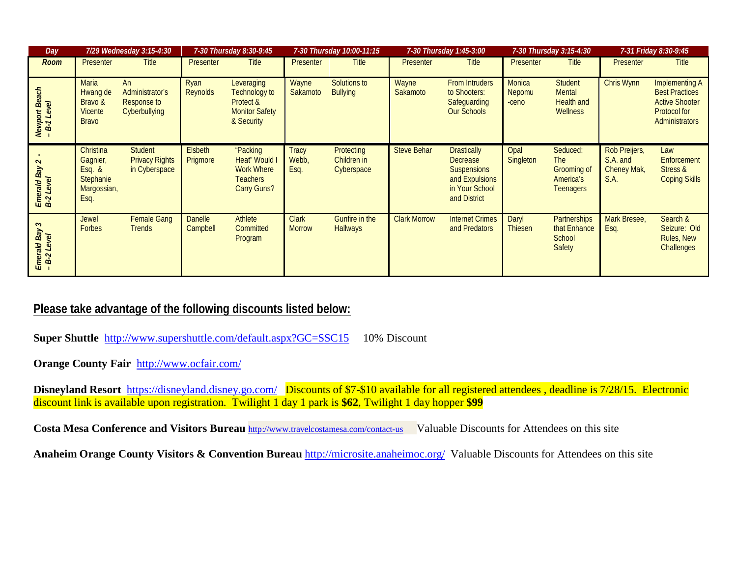| Day | 7/29 Wednesday 3:15-4:30 | | 7-30 Thursday 8:30-9:45 | | 7-30 Thursday 10:00-11:15 | | 7-30 Thursday 1:45-3:00 | | 7-30 Thursday 3:15-4:30 | | 7-31 Friday 8:30-9:45 | |
|---|---|---|---|---|---|---|---|---|---|---|---|---|
| **Room** | Presenter | Title | Presenter | Title | Presenter | Title | Presenter | Title | Presenter | Title | Presenter | Title |
| **Newport Beach – B-1 Level** | Maria Hwang de Bravo & Vicente Bravo | An Administrator's Response to Cyberbullying | Ryan Reynolds | Leveraging Technology to Protect & Monitor Safety & Security | Wayne Sakamoto | Solutions to Bullying | Wayne Sakamoto | From Intruders to Shooters: Safeguarding Our Schools | Monica Nepomu-ceno | Student Mental Health and Wellness | Chris Wynn | Implementing A Best Practices Active Shooter Protocol for Administrators |
| **Emerald Bay 2 - B-2 Level** | Christina Gagnier, Esq. & Stephanie Margossian, Esq. | Student Privacy Rights in Cyberspace | Elsbeth Prigmore | "Packing Heat" Would I Work Where Teachers Carry Guns? | Tracy Webb, Esq. | Protecting Children in Cyberspace | Steve Behar | Drastically Decrease Suspensions and Expulsions in Your School and District | Opal Singleton | Seduced: The Grooming of America's Teenagers | Rob Preijers, S.A. and Cheney Mak, S.A. | Law Enforcement Stress & Coping Skills |
| **Emerald Bay 3 – B-2 Level** | Jewel Forbes | Female Gang Trends | Danelle Campbell | Athlete Committed Program | Clark Morrow | Gunfire in the Hallways | Clark Morrow | Internet Crimes and Predators | Daryl Thiesen | Partnerships that Enhance School Safety | Mark Bresee, Esq. | Search & Seizure: Old Rules, New Challenges |

## Please take advantage of the following discounts listed below:

**Super Shuttle** http://www.supershuttle.com/default.aspx?GC=SSC15 10% Discount

**Orange County Fair** http://www.ocfair.com/

**Disneyland Resort** https://disneyland.disney.go.com/ Discounts of $7-$10 available for all registered attendees , deadline is 7/28/15. Electronic discount link is available upon registration. Twilight 1 day 1 park is **$62**, Twilight 1 day hopper **$99**

**Costa Mesa Conference and Visitors Bureau** http://www.travelcostamesa.com/contact-us Valuable Discounts for Attendees on this site

**Anaheim Orange County Visitors & Convention Bureau** http://microsite.anaheimoc.org/ Valuable Discounts for Attendees on this site